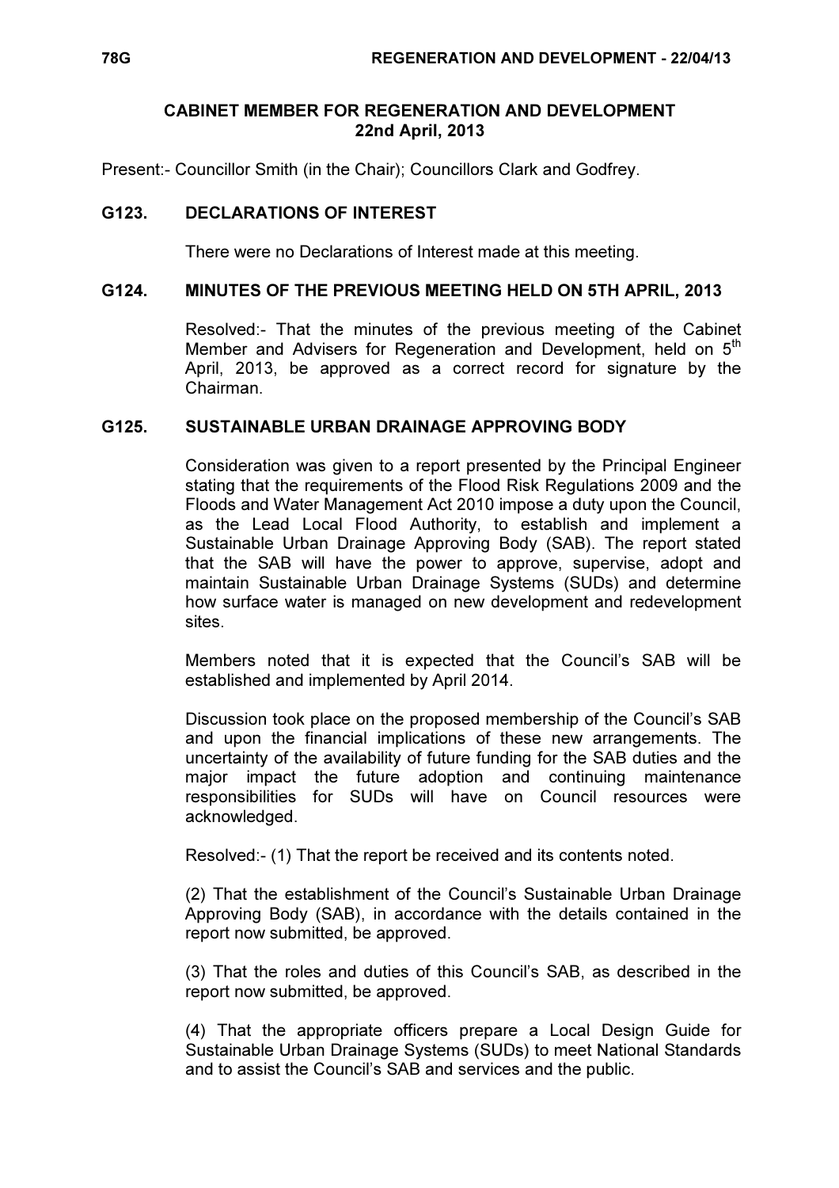## CABINET MEMBER FOR REGENERATION AND DEVELOPMENT
## 22nd April, 2013

Present:- Councillor Smith (in the Chair); Councillors Clark and Godfrey.

### G123. DECLARATIONS OF INTEREST

There were no Declarations of Interest made at this meeting.

### G124. MINUTES OF THE PREVIOUS MEETING HELD ON 5TH APRIL, 2013

Resolved:- That the minutes of the previous meeting of the Cabinet Member and Advisers for Regeneration and Development, held on 5th April, 2013, be approved as a correct record for signature by the Chairman.

### G125. SUSTAINABLE URBAN DRAINAGE APPROVING BODY

Consideration was given to a report presented by the Principal Engineer stating that the requirements of the Flood Risk Regulations 2009 and the Floods and Water Management Act 2010 impose a duty upon the Council, as the Lead Local Flood Authority, to establish and implement a Sustainable Urban Drainage Approving Body (SAB). The report stated that the SAB will have the power to approve, supervise, adopt and maintain Sustainable Urban Drainage Systems (SUDs) and determine how surface water is managed on new development and redevelopment sites.

Members noted that it is expected that the Council's SAB will be established and implemented by April 2014.

Discussion took place on the proposed membership of the Council's SAB and upon the financial implications of these new arrangements. The uncertainty of the availability of future funding for the SAB duties and the major impact the future adoption and continuing maintenance responsibilities for SUDs will have on Council resources were acknowledged.

Resolved:- (1) That the report be received and its contents noted.

(2) That the establishment of the Council's Sustainable Urban Drainage Approving Body (SAB), in accordance with the details contained in the report now submitted, be approved.

(3) That the roles and duties of this Council's SAB, as described in the report now submitted, be approved.

(4) That the appropriate officers prepare a Local Design Guide for Sustainable Urban Drainage Systems (SUDs) to meet National Standards and to assist the Council's SAB and services and the public.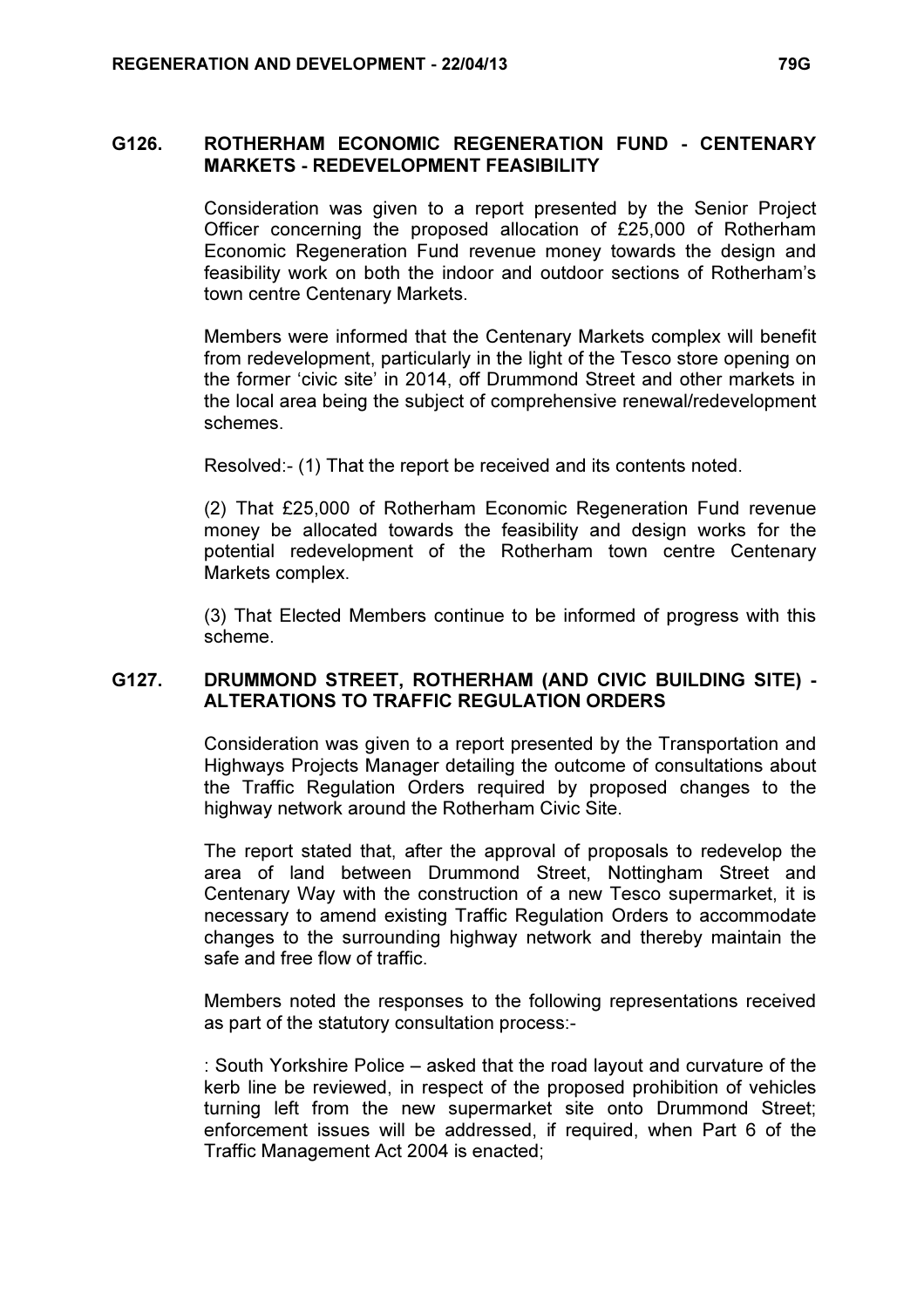## G126. ROTHERHAM ECONOMIC REGENERATION FUND - CENTENARY MARKETS - REDEVELOPMENT FEASIBILITY

Consideration was given to a report presented by the Senior Project Officer concerning the proposed allocation of £25,000 of Rotherham Economic Regeneration Fund revenue money towards the design and feasibility work on both the indoor and outdoor sections of Rotherham's town centre Centenary Markets.

Members were informed that the Centenary Markets complex will benefit from redevelopment, particularly in the light of the Tesco store opening on the former 'civic site' in 2014, off Drummond Street and other markets in the local area being the subject of comprehensive renewal/redevelopment schemes.

Resolved:- (1) That the report be received and its contents noted.

(2) That £25,000 of Rotherham Economic Regeneration Fund revenue money be allocated towards the feasibility and design works for the potential redevelopment of the Rotherham town centre Centenary Markets complex.

(3) That Elected Members continue to be informed of progress with this scheme.

## G127. DRUMMOND STREET, ROTHERHAM (AND CIVIC BUILDING SITE) - ALTERATIONS TO TRAFFIC REGULATION ORDERS

Consideration was given to a report presented by the Transportation and Highways Projects Manager detailing the outcome of consultations about the Traffic Regulation Orders required by proposed changes to the highway network around the Rotherham Civic Site.

The report stated that, after the approval of proposals to redevelop the area of land between Drummond Street, Nottingham Street and Centenary Way with the construction of a new Tesco supermarket, it is necessary to amend existing Traffic Regulation Orders to accommodate changes to the surrounding highway network and thereby maintain the safe and free flow of traffic.

Members noted the responses to the following representations received as part of the statutory consultation process:-

: South Yorkshire Police – asked that the road layout and curvature of the kerb line be reviewed, in respect of the proposed prohibition of vehicles turning left from the new supermarket site onto Drummond Street; enforcement issues will be addressed, if required, when Part 6 of the Traffic Management Act 2004 is enacted;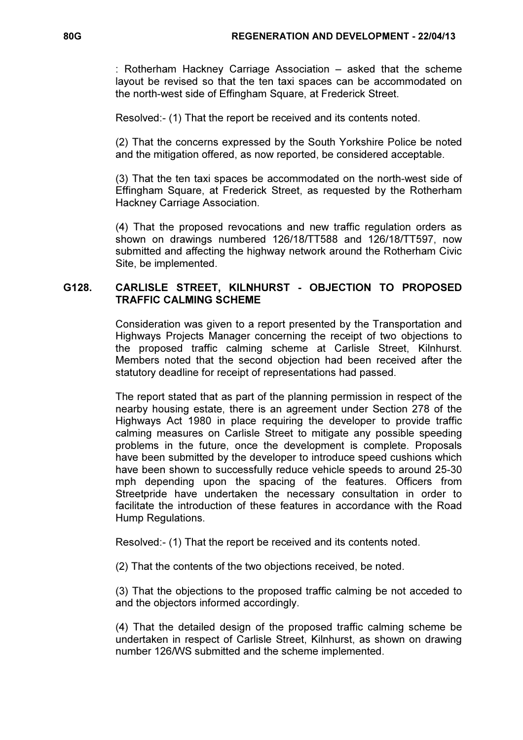: Rotherham Hackney Carriage Association – asked that the scheme layout be revised so that the ten taxi spaces can be accommodated on the north-west side of Effingham Square, at Frederick Street.

Resolved:- (1) That the report be received and its contents noted.

(2) That the concerns expressed by the South Yorkshire Police be noted and the mitigation offered, as now reported, be considered acceptable.

(3) That the ten taxi spaces be accommodated on the north-west side of Effingham Square, at Frederick Street, as requested by the Rotherham Hackney Carriage Association.

(4) That the proposed revocations and new traffic regulation orders as shown on drawings numbered 126/18/TT588 and 126/18/TT597, now submitted and affecting the highway network around the Rotherham Civic Site, be implemented.

## G128. CARLISLE STREET, KILNHURST - OBJECTION TO PROPOSED TRAFFIC CALMING SCHEME

Consideration was given to a report presented by the Transportation and Highways Projects Manager concerning the receipt of two objections to the proposed traffic calming scheme at Carlisle Street, Kilnhurst. Members noted that the second objection had been received after the statutory deadline for receipt of representations had passed.

The report stated that as part of the planning permission in respect of the nearby housing estate, there is an agreement under Section 278 of the Highways Act 1980 in place requiring the developer to provide traffic calming measures on Carlisle Street to mitigate any possible speeding problems in the future, once the development is complete. Proposals have been submitted by the developer to introduce speed cushions which have been shown to successfully reduce vehicle speeds to around 25-30 mph depending upon the spacing of the features. Officers from Streetpride have undertaken the necessary consultation in order to facilitate the introduction of these features in accordance with the Road Hump Regulations.

Resolved:- (1) That the report be received and its contents noted.

(2) That the contents of the two objections received, be noted.

(3) That the objections to the proposed traffic calming be not acceded to and the objectors informed accordingly.

(4) That the detailed design of the proposed traffic calming scheme be undertaken in respect of Carlisle Street, Kilnhurst, as shown on drawing number 126/WS submitted and the scheme implemented.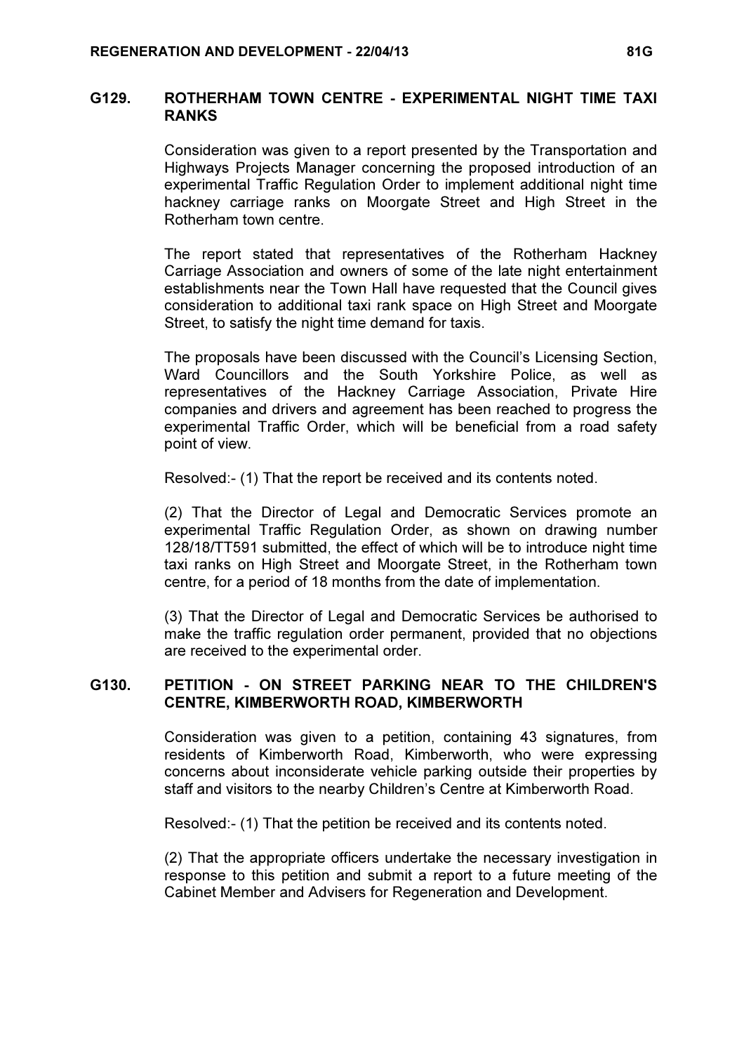## G129. ROTHERHAM TOWN CENTRE - EXPERIMENTAL NIGHT TIME TAXI RANKS

Consideration was given to a report presented by the Transportation and Highways Projects Manager concerning the proposed introduction of an experimental Traffic Regulation Order to implement additional night time hackney carriage ranks on Moorgate Street and High Street in the Rotherham town centre.

The report stated that representatives of the Rotherham Hackney Carriage Association and owners of some of the late night entertainment establishments near the Town Hall have requested that the Council gives consideration to additional taxi rank space on High Street and Moorgate Street, to satisfy the night time demand for taxis.

The proposals have been discussed with the Council's Licensing Section, Ward Councillors and the South Yorkshire Police, as well as representatives of the Hackney Carriage Association, Private Hire companies and drivers and agreement has been reached to progress the experimental Traffic Order, which will be beneficial from a road safety point of view.

Resolved:- (1) That the report be received and its contents noted.

(2) That the Director of Legal and Democratic Services promote an experimental Traffic Regulation Order, as shown on drawing number 128/18/TT591 submitted, the effect of which will be to introduce night time taxi ranks on High Street and Moorgate Street, in the Rotherham town centre, for a period of 18 months from the date of implementation.

(3) That the Director of Legal and Democratic Services be authorised to make the traffic regulation order permanent, provided that no objections are received to the experimental order.

## G130. PETITION - ON STREET PARKING NEAR TO THE CHILDREN'S CENTRE, KIMBERWORTH ROAD, KIMBERWORTH

Consideration was given to a petition, containing 43 signatures, from residents of Kimberworth Road, Kimberworth, who were expressing concerns about inconsiderate vehicle parking outside their properties by staff and visitors to the nearby Children's Centre at Kimberworth Road.

Resolved:- (1) That the petition be received and its contents noted.

(2) That the appropriate officers undertake the necessary investigation in response to this petition and submit a report to a future meeting of the Cabinet Member and Advisers for Regeneration and Development.